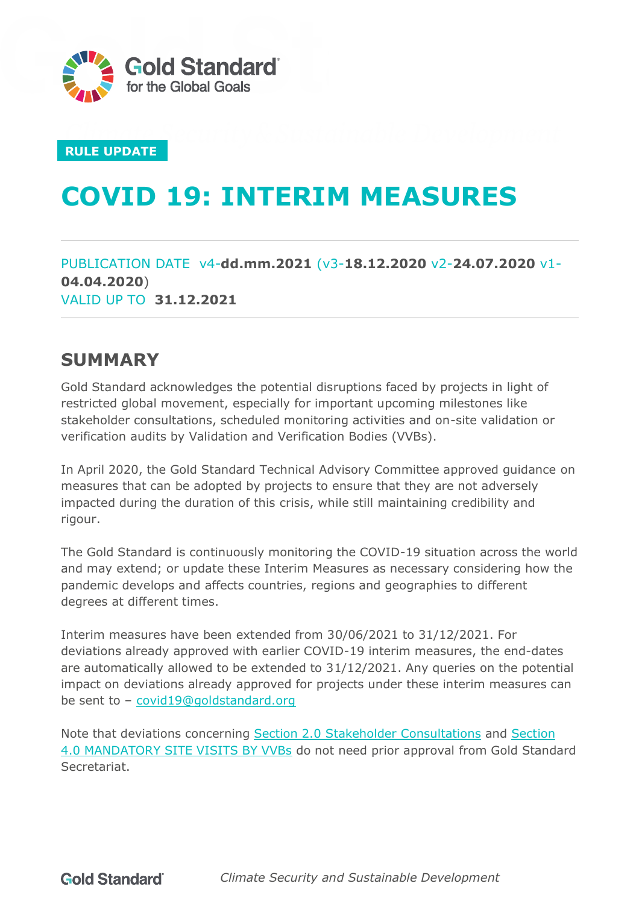RULE UPDATE

# COVID 19: INTERIM MEASURES

PUBLICATION DATE v4-**dd.mm.2021** (v3-**18.12.2020** v2-**24.07.2020** v1-**04.04.2020**)
VALID UP TO **31.12.2021**

## SUMMARY

Gold Standard acknowledges the potential disruptions faced by projects in light of restricted global movement, especially for important upcoming milestones like stakeholder consultations, scheduled monitoring activities and on-site validation or verification audits by Validation and Verification Bodies (VVBs).

In April 2020, the Gold Standard Technical Advisory Committee approved guidance on measures that can be adopted by projects to ensure that they are not adversely impacted during the duration of this crisis, while still maintaining credibility and rigour.

The Gold Standard is continuously monitoring the COVID-19 situation across the world and may extend; or update these Interim Measures as necessary considering how the pandemic develops and affects countries, regions and geographies to different degrees at different times.

Interim measures have been extended from 30/06/2021 to 31/12/2021. For deviations already approved with earlier COVID-19 interim measures, the end-dates are automatically allowed to be extended to 31/12/2021. Any queries on the potential impact on deviations already approved for projects under these interim measures can be sent to – covid19@goldstandard.org

Note that deviations concerning Section 2.0 Stakeholder Consultations and Section 4.0 MANDATORY SITE VISITS BY VVBs do not need prior approval from Gold Standard Secretariat.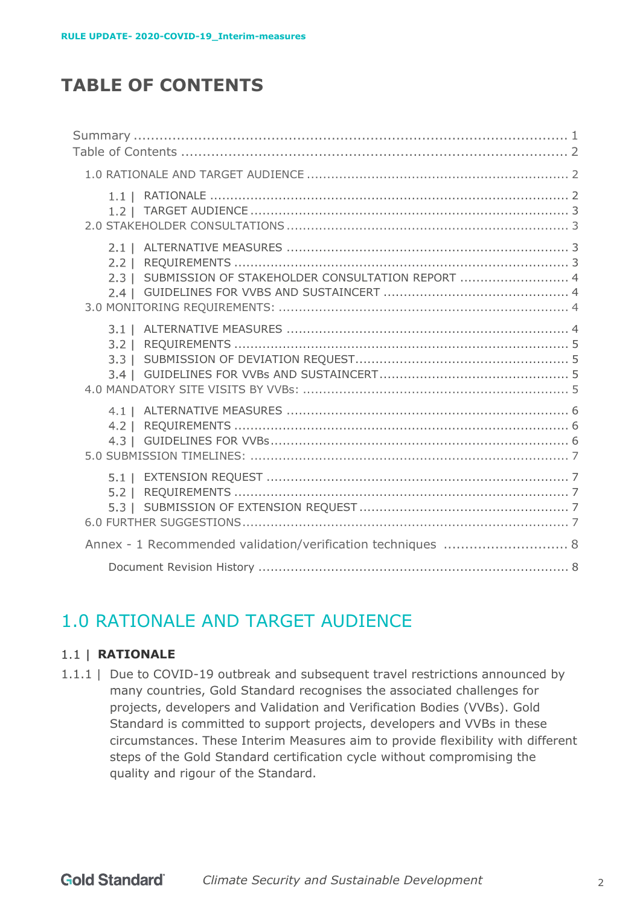# TABLE OF CONTENTS

Summary ........................................................................................ 1
Table of Contents .............................................................................. 2

1.0 RATIONALE AND TARGET AUDIENCE ................................................. 2

- 1.1 | RATIONALE ........................................................................ 2
- 1.2 | TARGET AUDIENCE ............................................................. 3

2.0 STAKEHOLDER CONSULTATIONS ...................................................... 3

- 2.1 | ALTERNATIVE MEASURES ...................................................... 3
- 2.2 | REQUIREMENTS ................................................................... 3
- 2.3 | SUBMISSION OF STAKEHOLDER CONSULTATION REPORT ........................... 4
- 2.4 | GUIDELINES FOR VVBS AND SUSTAINCERT ............................................ 4

3.0 MONITORING REQUIREMENTS: ........................................................ 4

- 3.1 | ALTERNATIVE MEASURES ...................................................... 4
- 3.2 | REQUIREMENTS ................................................................... 5
- 3.3 | SUBMISSION OF DEVIATION REQUEST ........................................ 5
- 3.4 | GUIDELINES FOR VVBs AND SUSTAINCERT ................................... 5

4.0 MANDATORY SITE VISITS BY VVBs: .................................................. 5

- 4.1 | ALTERNATIVE MEASURES ...................................................... 6
- 4.2 | REQUIREMENTS ................................................................... 6
- 4.3 | GUIDELINES FOR VVBs ......................................................... 6

5.0 SUBMISSION TIMELINES: ............................................................... 7

- 5.1 | EXTENSION REQUEST ........................................................... 7
- 5.2 | REQUIREMENTS ................................................................... 7
- 5.3 | SUBMISSION OF EXTENSION REQUEST ........................................ 7

6.0 FURTHER SUGGESTIONS ................................................................. 7

Annex - 1 Recommended validation/verification techniques ............................ 8

Document Revision History ............................................................ 8

# 1.0 RATIONALE AND TARGET AUDIENCE

## 1.1 | RATIONALE

1.1.1 | Due to COVID-19 outbreak and subsequent travel restrictions announced by many countries, Gold Standard recognises the associated challenges for projects, developers and Validation and Verification Bodies (VVBs). Gold Standard is committed to support projects, developers and VVBs in these circumstances. These Interim Measures aim to provide flexibility with different steps of the Gold Standard certification cycle without compromising the quality and rigour of the Standard.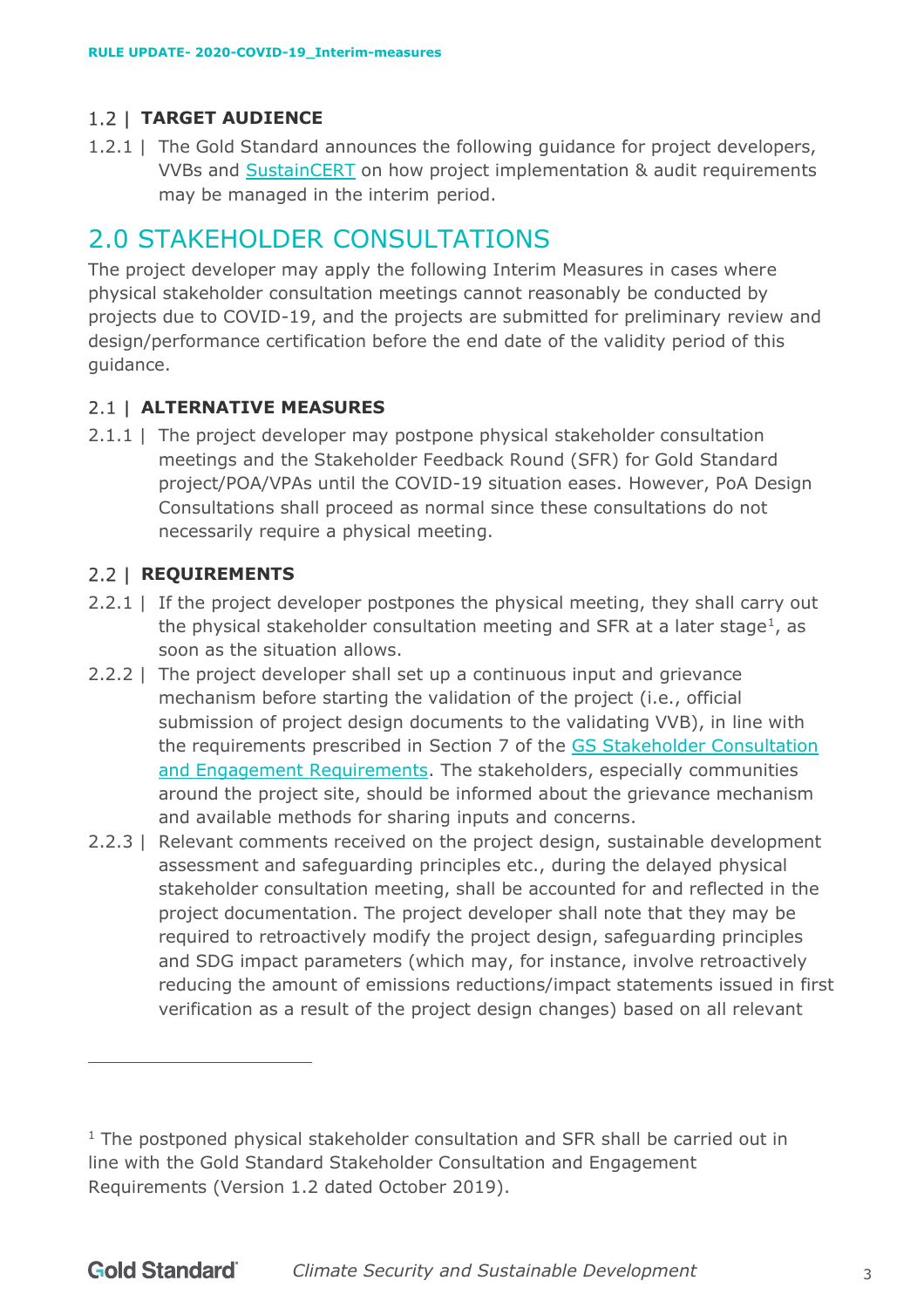### 1.2 | TARGET AUDIENCE

1.2.1 | The Gold Standard announces the following guidance for project developers, VVBs and SustainCERT on how project implementation & audit requirements may be managed in the interim period.

## 2.0 STAKEHOLDER CONSULTATIONS

The project developer may apply the following Interim Measures in cases where physical stakeholder consultation meetings cannot reasonably be conducted by projects due to COVID-19, and the projects are submitted for preliminary review and design/performance certification before the end date of the validity period of this guidance.

### 2.1 | ALTERNATIVE MEASURES

2.1.1 | The project developer may postpone physical stakeholder consultation meetings and the Stakeholder Feedback Round (SFR) for Gold Standard project/POA/VPAs until the COVID-19 situation eases. However, PoA Design Consultations shall proceed as normal since these consultations do not necessarily require a physical meeting.

### 2.2 | REQUIREMENTS

2.2.1 | If the project developer postpones the physical meeting, they shall carry out the physical stakeholder consultation meeting and SFR at a later stage[1], as soon as the situation allows.

2.2.2 | The project developer shall set up a continuous input and grievance mechanism before starting the validation of the project (i.e., official submission of project design documents to the validating VVB), in line with the requirements prescribed in Section 7 of the GS Stakeholder Consultation and Engagement Requirements. The stakeholders, especially communities around the project site, should be informed about the grievance mechanism and available methods for sharing inputs and concerns.

2.2.3 | Relevant comments received on the project design, sustainable development assessment and safeguarding principles etc., during the delayed physical stakeholder consultation meeting, shall be accounted for and reflected in the project documentation. The project developer shall note that they may be required to retroactively modify the project design, safeguarding principles and SDG impact parameters (which may, for instance, involve retroactively reducing the amount of emissions reductions/impact statements issued in first verification as a result of the project design changes) based on all relevant

[1] The postponed physical stakeholder consultation and SFR shall be carried out in line with the Gold Standard Stakeholder Consultation and Engagement Requirements (Version 1.2 dated October 2019).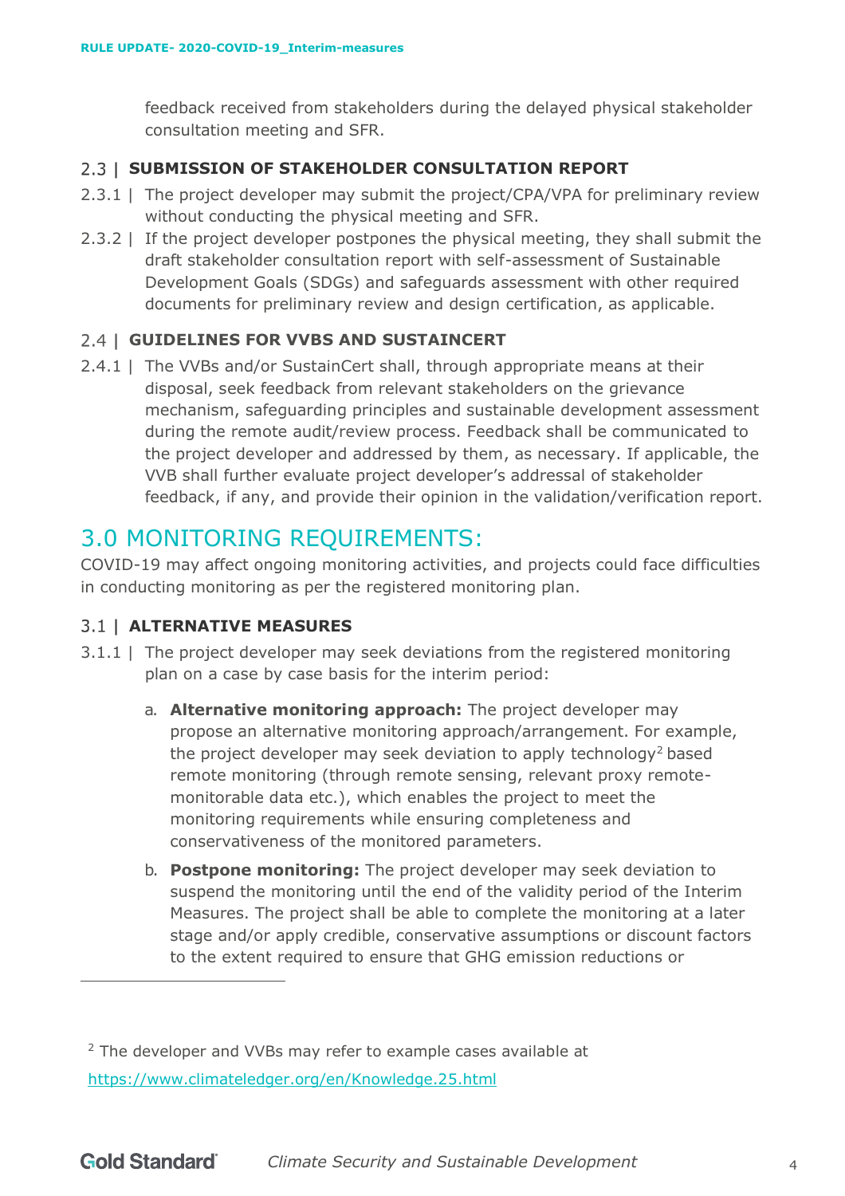feedback received from stakeholders during the delayed physical stakeholder consultation meeting and SFR.

### 2.3 | SUBMISSION OF STAKEHOLDER CONSULTATION REPORT

2.3.1 | The project developer may submit the project/CPA/VPA for preliminary review without conducting the physical meeting and SFR.

2.3.2 | If the project developer postpones the physical meeting, they shall submit the draft stakeholder consultation report with self-assessment of Sustainable Development Goals (SDGs) and safeguards assessment with other required documents for preliminary review and design certification, as applicable.

### 2.4 | GUIDELINES FOR VVBS AND SUSTAINCERT

2.4.1 | The VVBs and/or SustainCert shall, through appropriate means at their disposal, seek feedback from relevant stakeholders on the grievance mechanism, safeguarding principles and sustainable development assessment during the remote audit/review process. Feedback shall be communicated to the project developer and addressed by them, as necessary. If applicable, the VVB shall further evaluate project developer's addressal of stakeholder feedback, if any, and provide their opinion in the validation/verification report.

## 3.0 MONITORING REQUIREMENTS:

COVID-19 may affect ongoing monitoring activities, and projects could face difficulties in conducting monitoring as per the registered monitoring plan.

### 3.1 | ALTERNATIVE MEASURES

3.1.1 | The project developer may seek deviations from the registered monitoring plan on a case by case basis for the interim period:

a. **Alternative monitoring approach:** The project developer may propose an alternative monitoring approach/arrangement. For example, the project developer may seek deviation to apply technology[2] based remote monitoring (through remote sensing, relevant proxy remote-monitorable data etc.), which enables the project to meet the monitoring requirements while ensuring completeness and conservativeness of the monitored parameters.

b. **Postpone monitoring:** The project developer may seek deviation to suspend the monitoring until the end of the validity period of the Interim Measures. The project shall be able to complete the monitoring at a later stage and/or apply credible, conservative assumptions or discount factors to the extent required to ensure that GHG emission reductions or

---

[2] The developer and VVBs may refer to example cases available at https://www.climateledger.org/en/Knowledge.25.html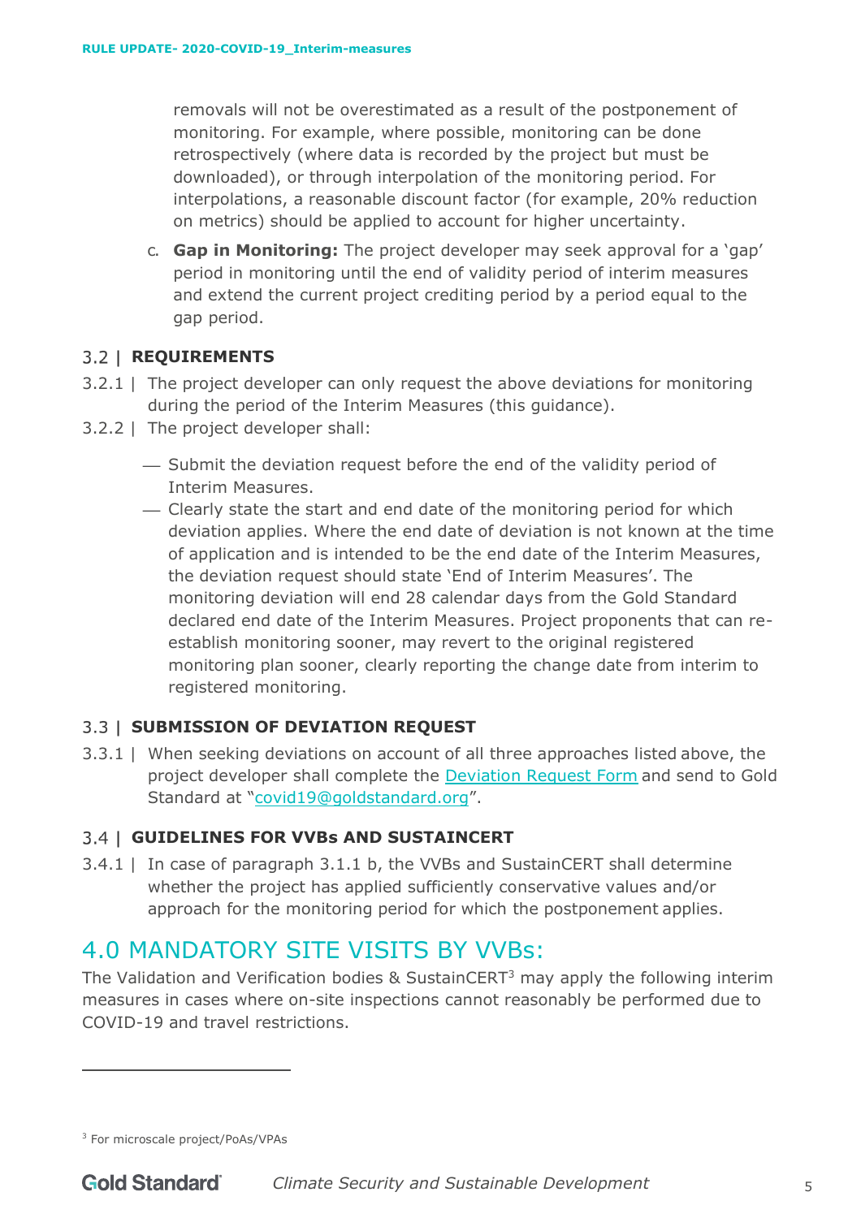removals will not be overestimated as a result of the postponement of monitoring. For example, where possible, monitoring can be done retrospectively (where data is recorded by the project but must be downloaded), or through interpolation of the monitoring period. For interpolations, a reasonable discount factor (for example, 20% reduction on metrics) should be applied to account for higher uncertainty.

c. **Gap in Monitoring:** The project developer may seek approval for a 'gap' period in monitoring until the end of validity period of interim measures and extend the current project crediting period by a period equal to the gap period.

## 3.2 | REQUIREMENTS

3.2.1 | The project developer can only request the above deviations for monitoring during the period of the Interim Measures (this guidance).

3.2.2 | The project developer shall:

- Submit the deviation request before the end of the validity period of Interim Measures.
- Clearly state the start and end date of the monitoring period for which deviation applies. Where the end date of deviation is not known at the time of application and is intended to be the end date of the Interim Measures, the deviation request should state 'End of Interim Measures'. The monitoring deviation will end 28 calendar days from the Gold Standard declared end date of the Interim Measures. Project proponents that can re-establish monitoring sooner, may revert to the original registered monitoring plan sooner, clearly reporting the change date from interim to registered monitoring.

## 3.3 | SUBMISSION OF DEVIATION REQUEST

3.3.1 | When seeking deviations on account of all three approaches listed above, the project developer shall complete the Deviation Request Form and send to Gold Standard at "covid19@goldstandard.org".

## 3.4 | GUIDELINES FOR VVBs AND SUSTAINCERT

3.4.1 | In case of paragraph 3.1.1 b, the VVBs and SustainCERT shall determine whether the project has applied sufficiently conservative values and/or approach for the monitoring period for which the postponement applies.

# 4.0 MANDATORY SITE VISITS BY VVBs:

The Validation and Verification bodies & SustainCERT[3] may apply the following interim measures in cases where on-site inspections cannot reasonably be performed due to COVID-19 and travel restrictions.

[3] For microscale project/PoAs/VPAs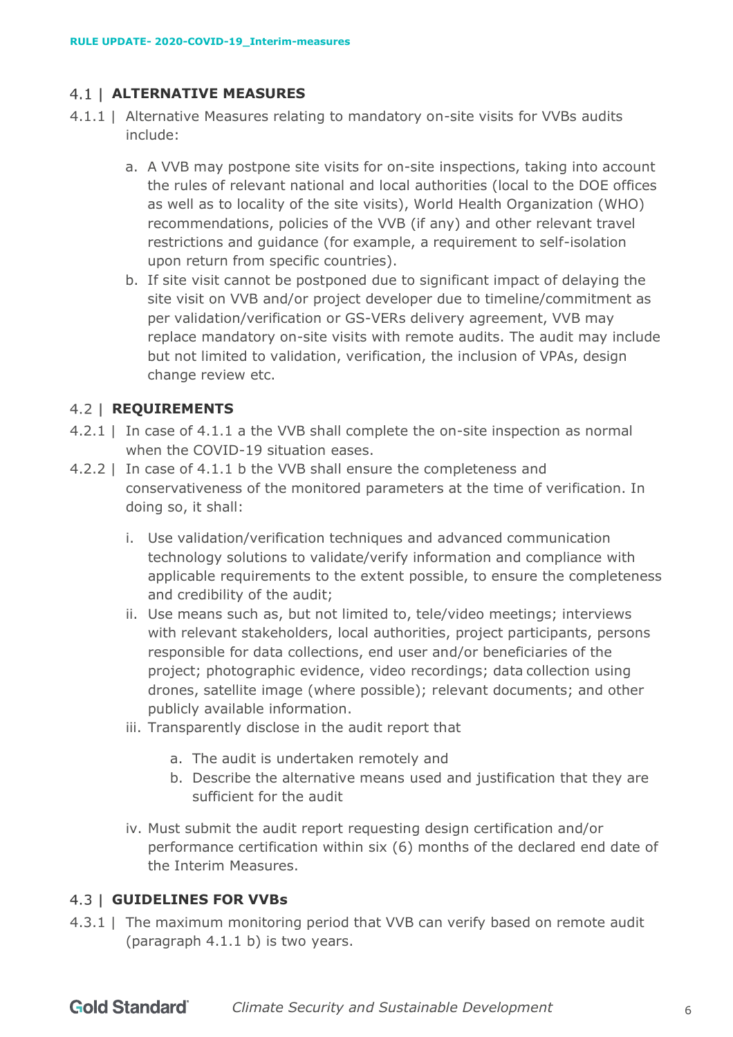## 4.1 | ALTERNATIVE MEASURES

4.1.1 | Alternative Measures relating to mandatory on-site visits for VVBs audits include:

a. A VVB may postpone site visits for on-site inspections, taking into account the rules of relevant national and local authorities (local to the DOE offices as well as to locality of the site visits), World Health Organization (WHO) recommendations, policies of the VVB (if any) and other relevant travel restrictions and guidance (for example, a requirement to self-isolation upon return from specific countries).

b. If site visit cannot be postponed due to significant impact of delaying the site visit on VVB and/or project developer due to timeline/commitment as per validation/verification or GS-VERs delivery agreement, VVB may replace mandatory on-site visits with remote audits. The audit may include but not limited to validation, verification, the inclusion of VPAs, design change review etc.

## 4.2 | REQUIREMENTS

4.2.1 | In case of 4.1.1 a the VVB shall complete the on-site inspection as normal when the COVID-19 situation eases.

4.2.2 | In case of 4.1.1 b the VVB shall ensure the completeness and conservativeness of the monitored parameters at the time of verification. In doing so, it shall:

i. Use validation/verification techniques and advanced communication technology solutions to validate/verify information and compliance with applicable requirements to the extent possible, to ensure the completeness and credibility of the audit;

ii. Use means such as, but not limited to, tele/video meetings; interviews with relevant stakeholders, local authorities, project participants, persons responsible for data collections, end user and/or beneficiaries of the project; photographic evidence, video recordings; data collection using drones, satellite image (where possible); relevant documents; and other publicly available information.

iii. Transparently disclose in the audit report that

   a. The audit is undertaken remotely and
   b. Describe the alternative means used and justification that they are sufficient for the audit

iv. Must submit the audit report requesting design certification and/or performance certification within six (6) months of the declared end date of the Interim Measures.

## 4.3 | GUIDELINES FOR VVBs

4.3.1 | The maximum monitoring period that VVB can verify based on remote audit (paragraph 4.1.1 b) is two years.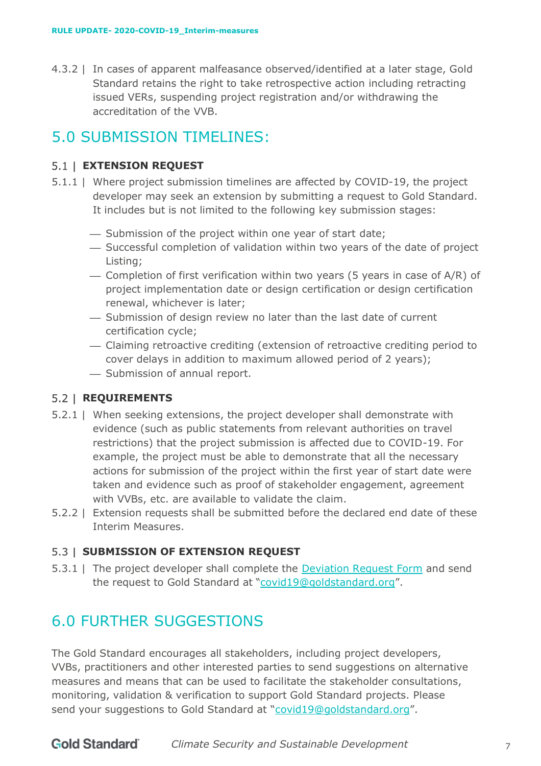4.3.2 | In cases of apparent malfeasance observed/identified at a later stage, Gold Standard retains the right to take retrospective action including retracting issued VERs, suspending project registration and/or withdrawing the accreditation of the VVB.

# 5.0 SUBMISSION TIMELINES:

## 5.1 | EXTENSION REQUEST

5.1.1 | Where project submission timelines are affected by COVID-19, the project developer may seek an extension by submitting a request to Gold Standard. It includes but is not limited to the following key submission stages:

- Submission of the project within one year of start date;
- Successful completion of validation within two years of the date of project Listing;
- Completion of first verification within two years (5 years in case of A/R) of project implementation date or design certification or design certification renewal, whichever is later;
- Submission of design review no later than the last date of current certification cycle;
- Claiming retroactive crediting (extension of retroactive crediting period to cover delays in addition to maximum allowed period of 2 years);
- Submission of annual report.

## 5.2 | REQUIREMENTS

5.2.1 | When seeking extensions, the project developer shall demonstrate with evidence (such as public statements from relevant authorities on travel restrictions) that the project submission is affected due to COVID-19. For example, the project must be able to demonstrate that all the necessary actions for submission of the project within the first year of start date were taken and evidence such as proof of stakeholder engagement, agreement with VVBs, etc. are available to validate the claim.

5.2.2 | Extension requests shall be submitted before the declared end date of these Interim Measures.

## 5.3 | SUBMISSION OF EXTENSION REQUEST

5.3.1 | The project developer shall complete the [Deviation Request Form]() and send the request to Gold Standard at "[covid19@goldstandard.org](mailto:covid19@goldstandard.org)".

# 6.0 FURTHER SUGGESTIONS

The Gold Standard encourages all stakeholders, including project developers, VVBs, practitioners and other interested parties to send suggestions on alternative measures and means that can be used to facilitate the stakeholder consultations, monitoring, validation & verification to support Gold Standard projects. Please send your suggestions to Gold Standard at "[covid19@goldstandard.org](mailto:covid19@goldstandard.org)".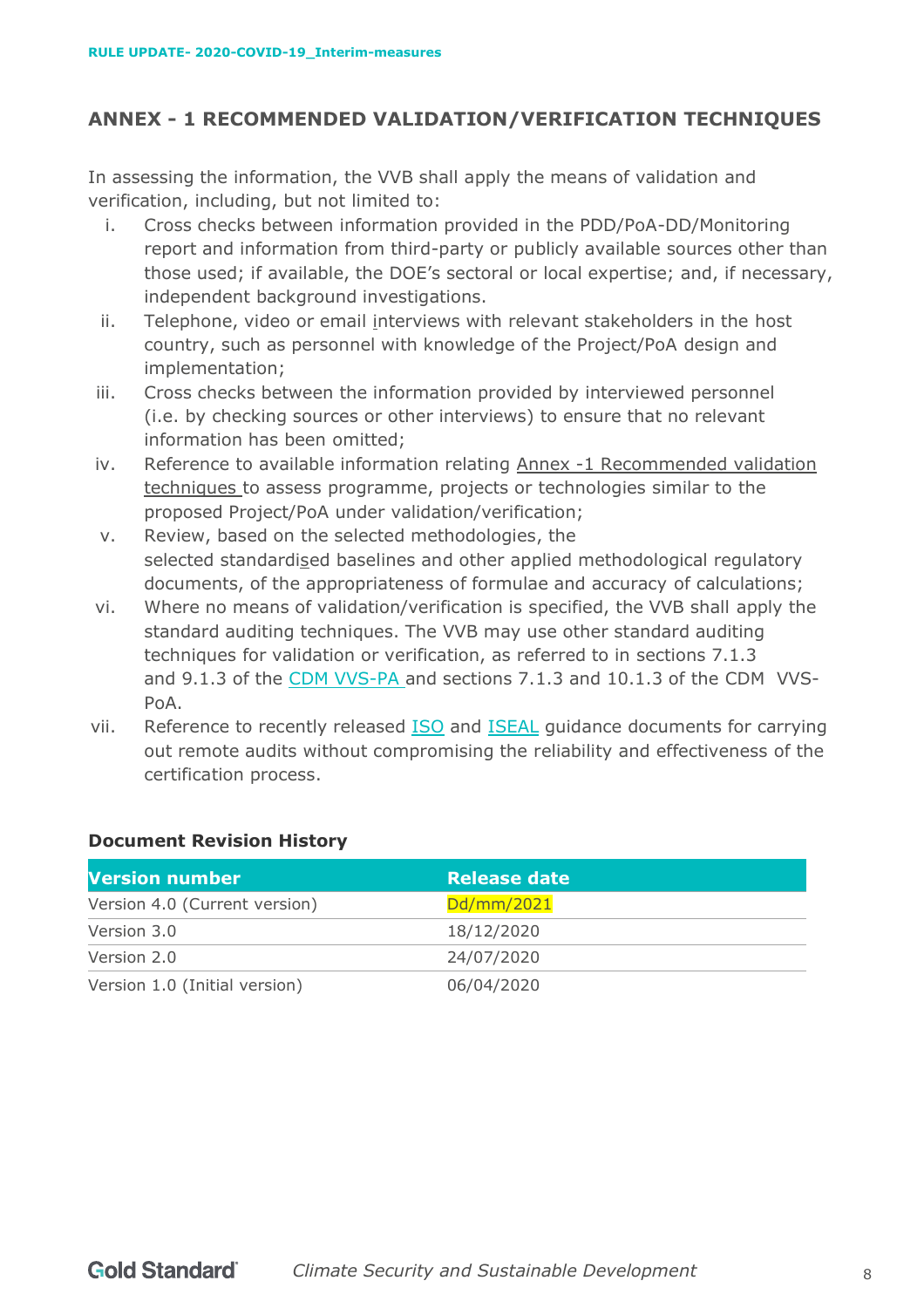## ANNEX - 1 RECOMMENDED VALIDATION/VERIFICATION TECHNIQUES

In assessing the information, the VVB shall apply the means of validation and verification, including, but not limited to:

i. Cross checks between information provided in the PDD/PoA-DD/Monitoring report and information from third-party or publicly available sources other than those used; if available, the DOE's sectoral or local expertise; and, if necessary, independent background investigations.
ii. Telephone, video or email interviews with relevant stakeholders in the host country, such as personnel with knowledge of the Project/PoA design and implementation;
iii. Cross checks between the information provided by interviewed personnel (i.e. by checking sources or other interviews) to ensure that no relevant information has been omitted;
iv. Reference to available information relating Annex -1 Recommended validation techniques to assess programme, projects or technologies similar to the proposed Project/PoA under validation/verification;
v. Review, based on the selected methodologies, the selected standardised baselines and other applied methodological regulatory documents, of the appropriateness of formulae and accuracy of calculations;
vi. Where no means of validation/verification is specified, the VVB shall apply the standard auditing techniques. The VVB may use other standard auditing techniques for validation or verification, as referred to in sections 7.1.3 and 9.1.3 of the CDM VVS-PA and sections 7.1.3 and 10.1.3 of the CDM VVS-PoA.
vii. Reference to recently released ISO and ISEAL guidance documents for carrying out remote audits without compromising the reliability and effectiveness of the certification process.

**Document Revision History**

| Version number | Release date |
|---|---|
| Version 4.0 (Current version) | Dd/mm/2021 |
| Version 3.0 | 18/12/2020 |
| Version 2.0 | 24/07/2020 |
| Version 1.0 (Initial version) | 06/04/2020 |